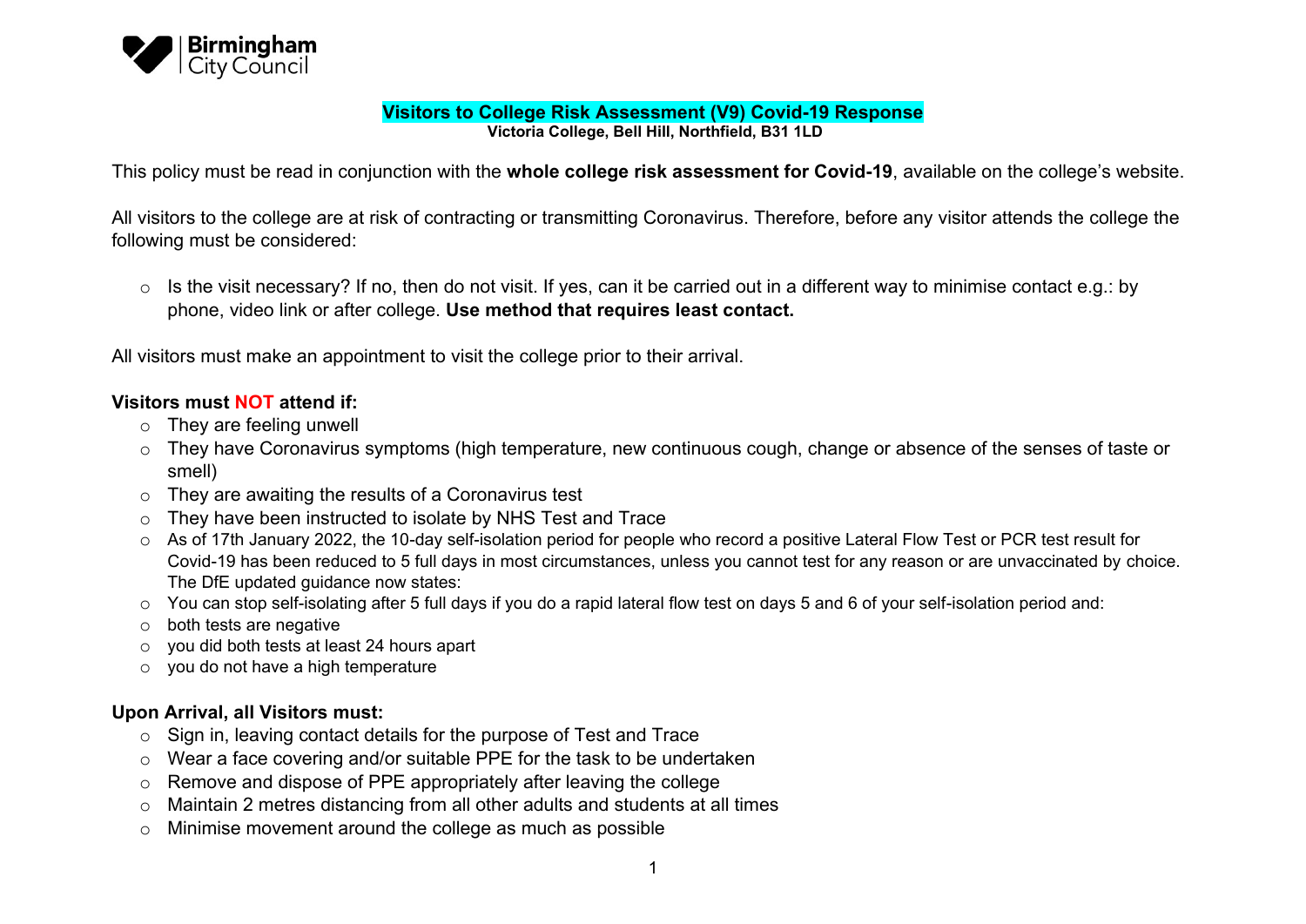Birmingham City Council

# Visitors to College Risk Assessment (V9) Covid-19 Response

**Victoria College, Bell Hill, Northfield, B31 1LD**

This policy must be read in conjunction with the **whole college risk assessment for Covid-19**, available on the college's website.

All visitors to the college are at risk of contracting or transmitting Coronavirus. Therefore, before any visitor attends the college the following must be considered:

- Is the visit necessary? If no, then do not visit. If yes, can it be carried out in a different way to minimise contact e.g.: by phone, video link or after college. **Use method that requires least contact.**

All visitors must make an appointment to visit the college prior to their arrival.

**Visitors must NOT attend if:**

- They are feeling unwell
- They have Coronavirus symptoms (high temperature, new continuous cough, change or absence of the senses of taste or smell)
- They are awaiting the results of a Coronavirus test
- They have been instructed to isolate by NHS Test and Trace
- As of 17th January 2022, the 10-day self-isolation period for people who record a positive Lateral Flow Test or PCR test result for Covid-19 has been reduced to 5 full days in most circumstances, unless you cannot test for any reason or are unvaccinated by choice. The DfE updated guidance now states:
- You can stop self-isolating after 5 full days if you do a rapid lateral flow test on days 5 and 6 of your self-isolation period and:
- both tests are negative
- you did both tests at least 24 hours apart
- you do not have a high temperature

**Upon Arrival, all Visitors must:**

- Sign in, leaving contact details for the purpose of Test and Trace
- Wear a face covering and/or suitable PPE for the task to be undertaken
- Remove and dispose of PPE appropriately after leaving the college
- Maintain 2 metres distancing from all other adults and students at all times
- Minimise movement around the college as much as possible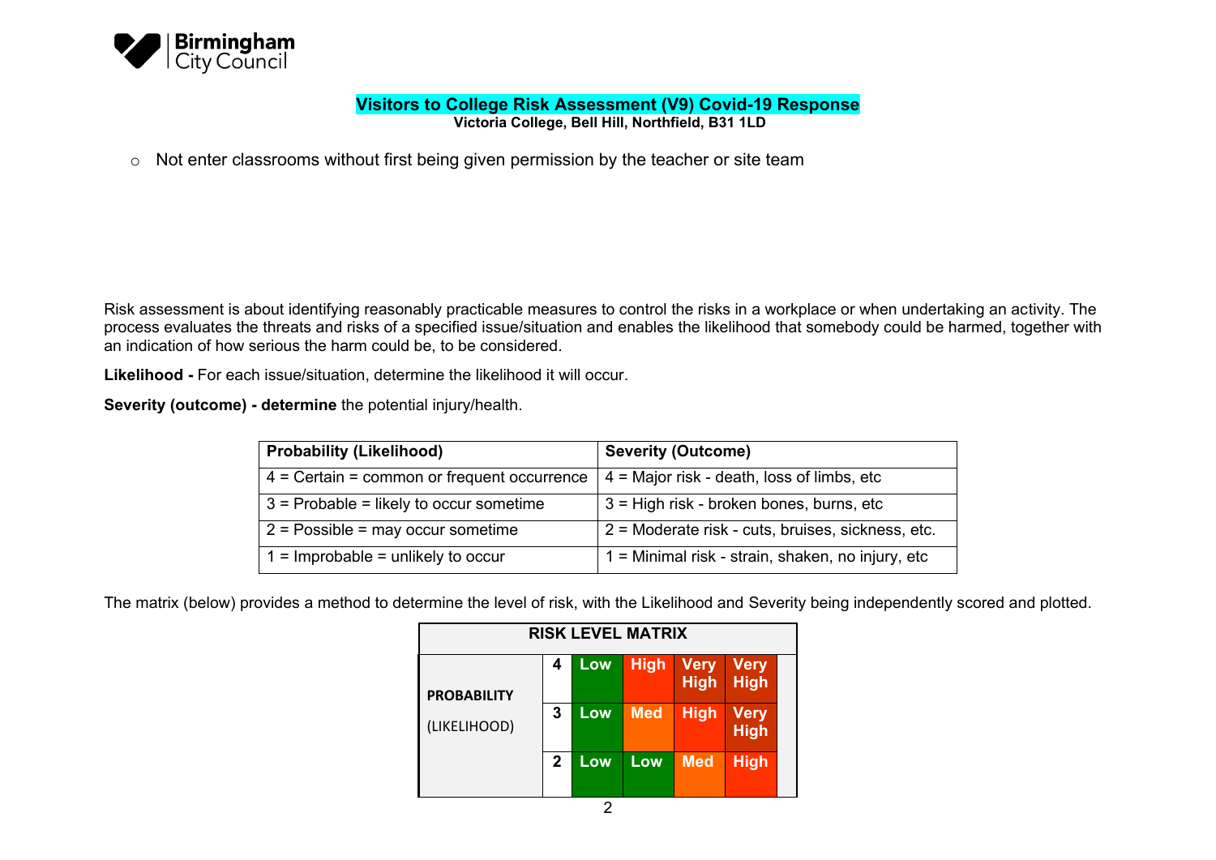**Visitors to College Risk Assessment (V9) Covid-19 Response**

**Victoria College, Bell Hill, Northfield, B31 1LD**

- Not enter classrooms without first being given permission by the teacher or site team

Risk assessment is about identifying reasonably practicable measures to control the risks in a workplace or when undertaking an activity. The process evaluates the threats and risks of a specified issue/situation and enables the likelihood that somebody could be harmed, together with an indication of how serious the harm could be, to be considered.

**Likelihood -** For each issue/situation, determine the likelihood it will occur.

**Severity (outcome) - determine** the potential injury/health.

| **Probability (Likelihood)** | **Severity (Outcome)** |
|---|---|
| 4 = Certain = common or frequent occurrence | 4 = Major risk - death, loss of limbs, etc |
| 3 = Probable = likely to occur sometime | 3 = High risk - broken bones, burns, etc |
| 2 = Possible = may occur sometime | 2 = Moderate risk - cuts, bruises, sickness, etc. |
| 1 = Improbable = unlikely to occur | 1 = Minimal risk - strain, shaken, no injury, etc |

The matrix (below) provides a method to determine the level of risk, with the Likelihood and Severity being independently scored and plotted.

| **RISK LEVEL MATRIX** | | | | | |
|---|---|---|---|---|---|
| **PROBABILITY** (LIKELIHOOD) | **4** | Low | High | Very High | Very High |
| | **3** | Low | Med | High | Very High |
| | **2** | Low | Low | Med | High |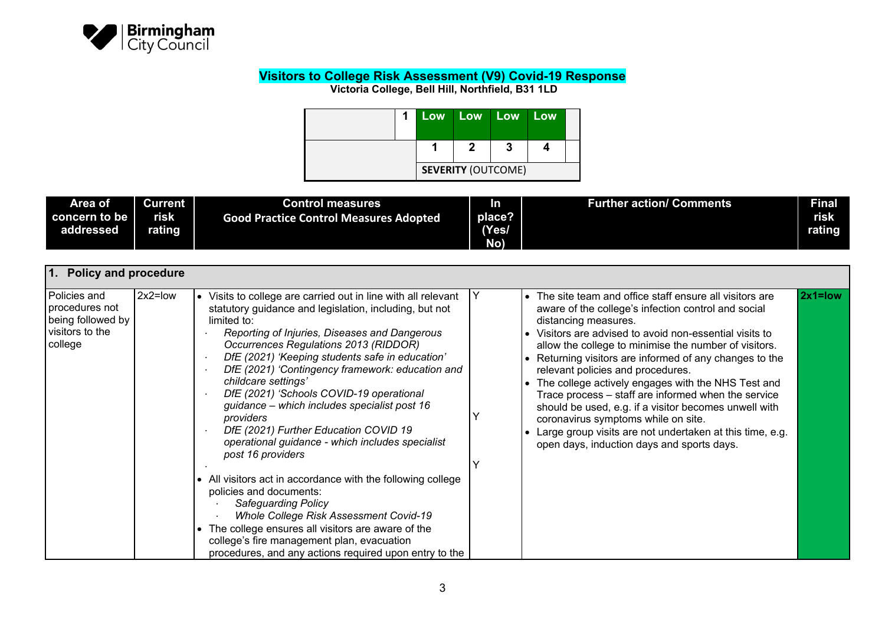**Visitors to College Risk Assessment (V9) Covid-19 Response**

**Victoria College, Bell Hill, Northfield, B31 1LD**

| | 1 | Low | Low | Low | Low | |
|---|---|---|---|---|---|---|
| | | 1 | 2 | 3 | 4 | |
| | | SEVERITY (OUTCOME) | | | | |

| Area of concern to be addressed | Current risk rating | Control measures Good Practice Control Measures Adopted | In place? (Yes/ No) | Further action/ Comments | Final risk rating |
|---|---|---|---|---|---|
| **1. Policy and procedure** | | | | | |
| Policies and procedures not being followed by visitors to the college | 2x2=low | • Visits to college are carried out in line with all relevant statutory guidance and legislation, including, but not limited to:<br>· *Reporting of Injuries, Diseases and Dangerous Occurrences Regulations 2013 (RIDDOR)*<br>· *DfE (2021) 'Keeping students safe in education'*<br>· *DfE (2021) 'Contingency framework: education and childcare settings'*<br>· *DfE (2021) 'Schools COVID-19 operational guidance – which includes specialist post 16 providers*<br>· *DfE (2021) Further Education COVID 19 operational guidance - which includes specialist post 16 providers*<br>·<br>• All visitors act in accordance with the following college policies and documents:<br>· *Safeguarding Policy*<br>· *Whole College Risk Assessment Covid-19*<br>• The college ensures all visitors are aware of the college's fire management plan, evacuation procedures, and any actions required upon entry to the | Y<br><br>Y<br><br>Y | • The site team and office staff ensure all visitors are aware of the college's infection control and social distancing measures.<br>• Visitors are advised to avoid non-essential visits to allow the college to minimise the number of visitors.<br>• Returning visitors are informed of any changes to the relevant policies and procedures.<br>• The college actively engages with the NHS Test and Trace process – staff are informed when the service should be used, e.g. if a visitor becomes unwell with coronavirus symptoms while on site.<br>• Large group visits are not undertaken at this time, e.g. open days, induction days and sports days. | **2x1=low** |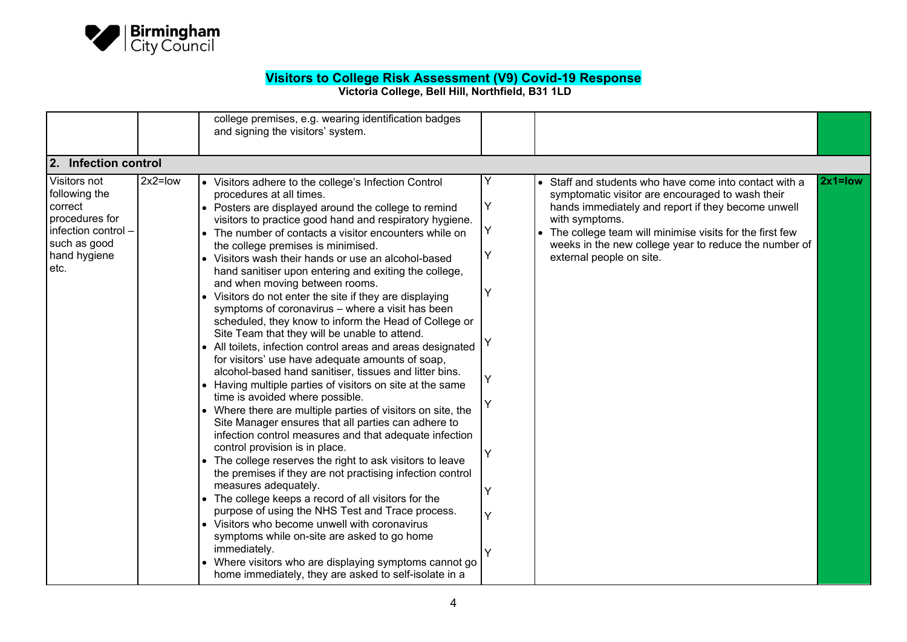# Visitors to College Risk Assessment (V9) Covid-19 Response

**Victoria College, Bell Hill, Northfield, B31 1LD**

| | | | | | |
|---|---|---|---|---|---|
| | | college premises, e.g. wearing identification badges and signing the visitors' system. | | | |
| **2. Infection control** | | | | | |
| Visitors not following the correct procedures for infection control – such as good hand hygiene etc. | 2x2=low | • Visitors adhere to the college's Infection Control procedures at all times.<br>• Posters are displayed around the college to remind visitors to practice good hand and respiratory hygiene.<br>• The number of contacts a visitor encounters while on the college premises is minimised.<br>• Visitors wash their hands or use an alcohol-based hand sanitiser upon entering and exiting the college, and when moving between rooms.<br>• Visitors do not enter the site if they are displaying symptoms of coronavirus – where a visit has been scheduled, they know to inform the Head of College or Site Team that they will be unable to attend.<br>• All toilets, infection control areas and areas designated for visitors' use have adequate amounts of soap, alcohol-based hand sanitiser, tissues and litter bins.<br>• Having multiple parties of visitors on site at the same time is avoided where possible.<br>• Where there are multiple parties of visitors on site, the Site Manager ensures that all parties can adhere to infection control measures and that adequate infection control provision is in place.<br>• The college reserves the right to ask visitors to leave the premises if they are not practising infection control measures adequately.<br>• The college keeps a record of all visitors for the purpose of using the NHS Test and Trace process.<br>• Visitors who become unwell with coronavirus symptoms while on-site are asked to go home immediately.<br>• Where visitors who are displaying symptoms cannot go home immediately, they are asked to self-isolate in a | Y<br>Y<br>Y<br>Y<br>Y<br>Y<br>Y<br>Y<br>Y<br>Y<br>Y<br>Y | • Staff and students who have come into contact with a symptomatic visitor are encouraged to wash their hands immediately and report if they become unwell with symptoms.<br>• The college team will minimise visits for the first few weeks in the new college year to reduce the number of external people on site. | **2x1=low** |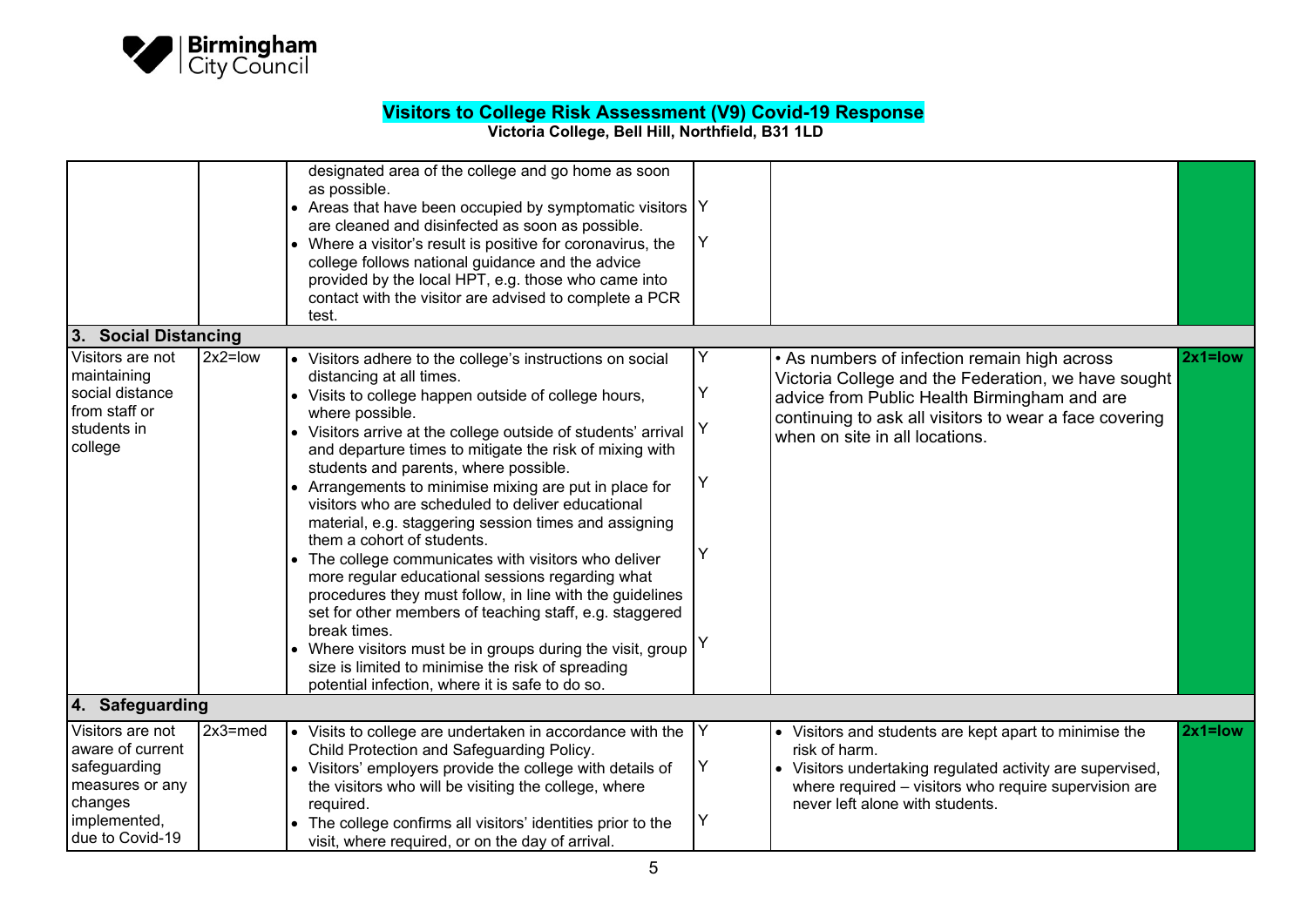# Visitors to College Risk Assessment (V9) Covid-19 Response

**Victoria College, Bell Hill, Northfield, B31 1LD**

| | | | | | |
|---|---|---|---|---|---|
| | | designated area of the college and go home as soon as possible.<br>• Areas that have been occupied by symptomatic visitors are cleaned and disinfected as soon as possible.<br>• Where a visitor's result is positive for coronavirus, the college follows national guidance and the advice provided by the local HPT, e.g. those who came into contact with the visitor are advised to complete a PCR test. | <br>Y<br>Y | | |
| **3. Social Distancing** | | | | | |
| Visitors are not maintaining social distance from staff or students in college | 2x2=low | • Visitors adhere to the college's instructions on social distancing at all times.<br>• Visits to college happen outside of college hours, where possible.<br>• Visitors arrive at the college outside of students' arrival and departure times to mitigate the risk of mixing with students and parents, where possible.<br>• Arrangements to minimise mixing are put in place for visitors who are scheduled to deliver educational material, e.g. staggering session times and assigning them a cohort of students.<br>• The college communicates with visitors who deliver more regular educational sessions regarding what procedures they must follow, in line with the guidelines set for other members of teaching staff, e.g. staggered break times.<br>• Where visitors must be in groups during the visit, group size is limited to minimise the risk of spreading potential infection, where it is safe to do so. | Y<br>Y<br>Y<br>Y<br>Y<br>Y | • As numbers of infection remain high across Victoria College and the Federation, we have sought advice from Public Health Birmingham and are continuing to ask all visitors to wear a face covering when on site in all locations. | **2x1=low** |
| **4. Safeguarding** | | | | | |
| Visitors are not aware of current safeguarding measures or any changes implemented, due to Covid-19 | 2x3=med | • Visits to college are undertaken in accordance with the Child Protection and Safeguarding Policy.<br>• Visitors' employers provide the college with details of the visitors who will be visiting the college, where required.<br>• The college confirms all visitors' identities prior to the visit, where required, or on the day of arrival. | Y<br>Y<br>Y | • Visitors and students are kept apart to minimise the risk of harm.<br>• Visitors undertaking regulated activity are supervised, where required – visitors who require supervision are never left alone with students. | **2x1=low** |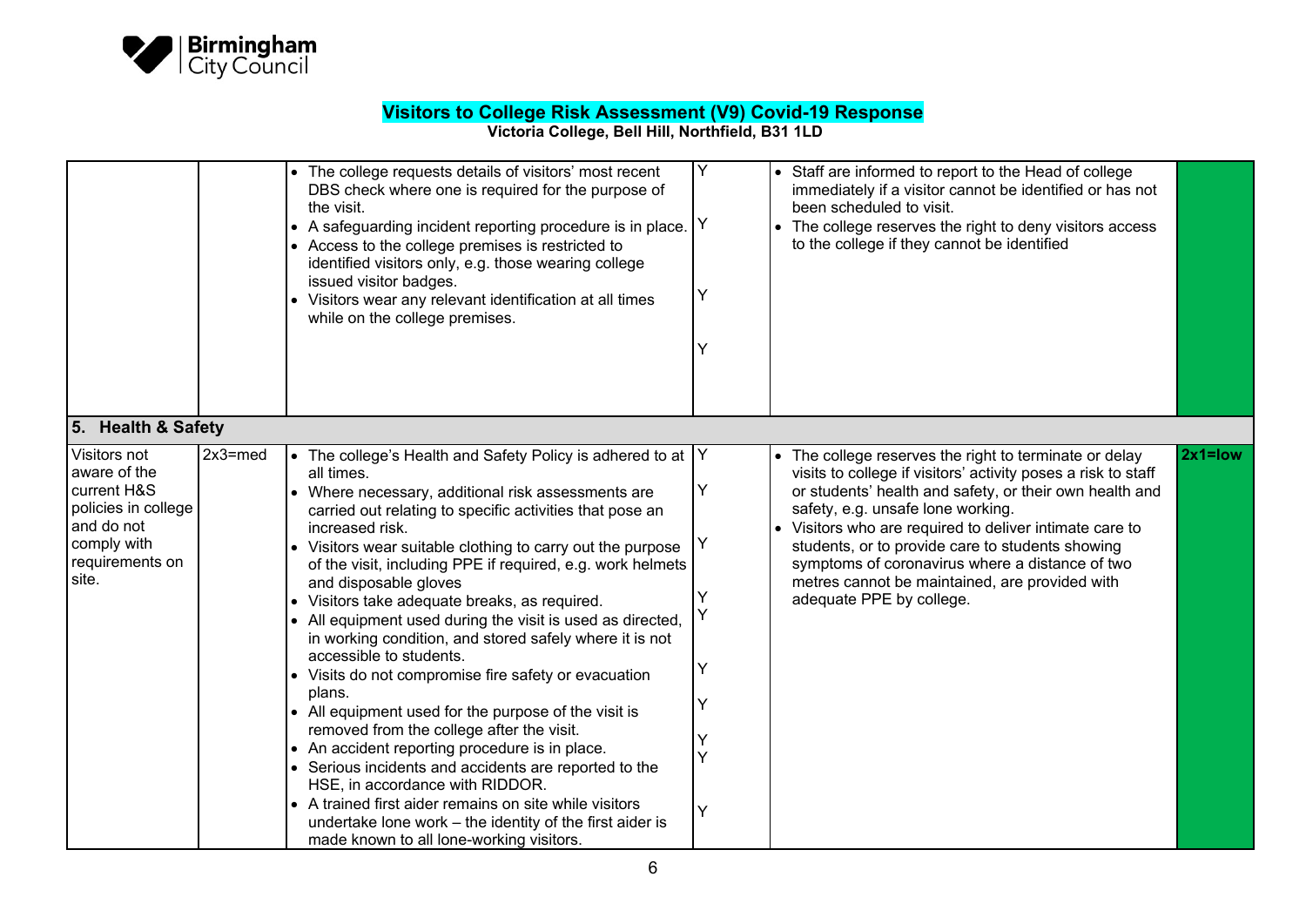# Visitors to College Risk Assessment (V9) Covid-19 Response

**Victoria College, Bell Hill, Northfield, B31 1LD**

| | | | | | |
|---|---|---|---|---|---|
| | | • The college requests details of visitors' most recent DBS check where one is required for the purpose of the visit.<br>• A safeguarding incident reporting procedure is in place.<br>• Access to the college premises is restricted to identified visitors only, e.g. those wearing college issued visitor badges.<br>• Visitors wear any relevant identification at all times while on the college premises. | Y<br>Y<br>Y<br>Y | • Staff are informed to report to the Head of college immediately if a visitor cannot be identified or has not been scheduled to visit.<br>• The college reserves the right to deny visitors access to the college if they cannot be identified | |
| **5. Health & Safety** | | | | | |
| Visitors not aware of the current H&S policies in college and do not comply with requirements on site. | 2x3=med | • The college's Health and Safety Policy is adhered to at all times.<br>• Where necessary, additional risk assessments are carried out relating to specific activities that pose an increased risk.<br>• Visitors wear suitable clothing to carry out the purpose of the visit, including PPE if required, e.g. work helmets and disposable gloves<br>• Visitors take adequate breaks, as required.<br>• All equipment used during the visit is used as directed, in working condition, and stored safely where it is not accessible to students.<br>• Visits do not compromise fire safety or evacuation plans.<br>• All equipment used for the purpose of the visit is removed from the college after the visit.<br>• An accident reporting procedure is in place.<br>• Serious incidents and accidents are reported to the HSE, in accordance with RIDDOR.<br>• A trained first aider remains on site while visitors undertake lone work – the identity of the first aider is made known to all lone-working visitors. | Y<br>Y<br>Y<br>Y<br>Y<br>Y<br>Y<br>Y<br>Y<br>Y | • The college reserves the right to terminate or delay visits to college if visitors' activity poses a risk to staff or students' health and safety, or their own health and safety, e.g. unsafe lone working.<br>• Visitors who are required to deliver intimate care to students, or to provide care to students showing symptoms of coronavirus where a distance of two metres cannot be maintained, are provided with adequate PPE by college. | **2x1=low** |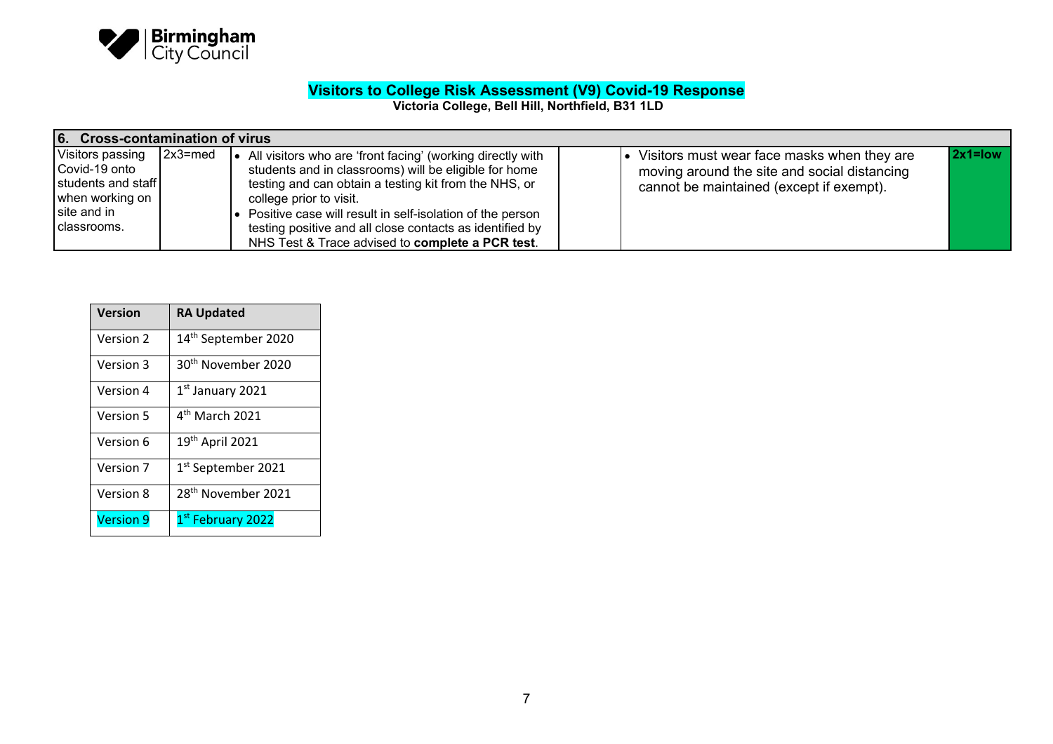# Visitors to College Risk Assessment (V9) Covid-19 Response

**Victoria College, Bell Hill, Northfield, B31 1LD**

| **6. Cross-contamination of virus** | | | | | |
|---|---|---|---|---|---|
| Visitors passing Covid-19 onto students and staff when working on site and in classrooms. | 2x3=med | • All visitors who are 'front facing' (working directly with students and in classrooms) will be eligible for home testing and can obtain a testing kit from the NHS, or college prior to visit.<br>• Positive case will result in self-isolation of the person testing positive and all close contacts as identified by NHS Test & Trace advised to **complete a PCR test**. | | • Visitors must wear face masks when they are moving around the site and social distancing cannot be maintained (except if exempt). | **2x1=low** |

| **Version** | **RA Updated** |
|---|---|
| Version 2 | 14th September 2020 |
| Version 3 | 30th November 2020 |
| Version 4 | 1st January 2021 |
| Version 5 | 4th March 2021 |
| Version 6 | 19th April 2021 |
| Version 7 | 1st September 2021 |
| Version 8 | 28th November 2021 |
| Version 9 | 1st February 2022 |